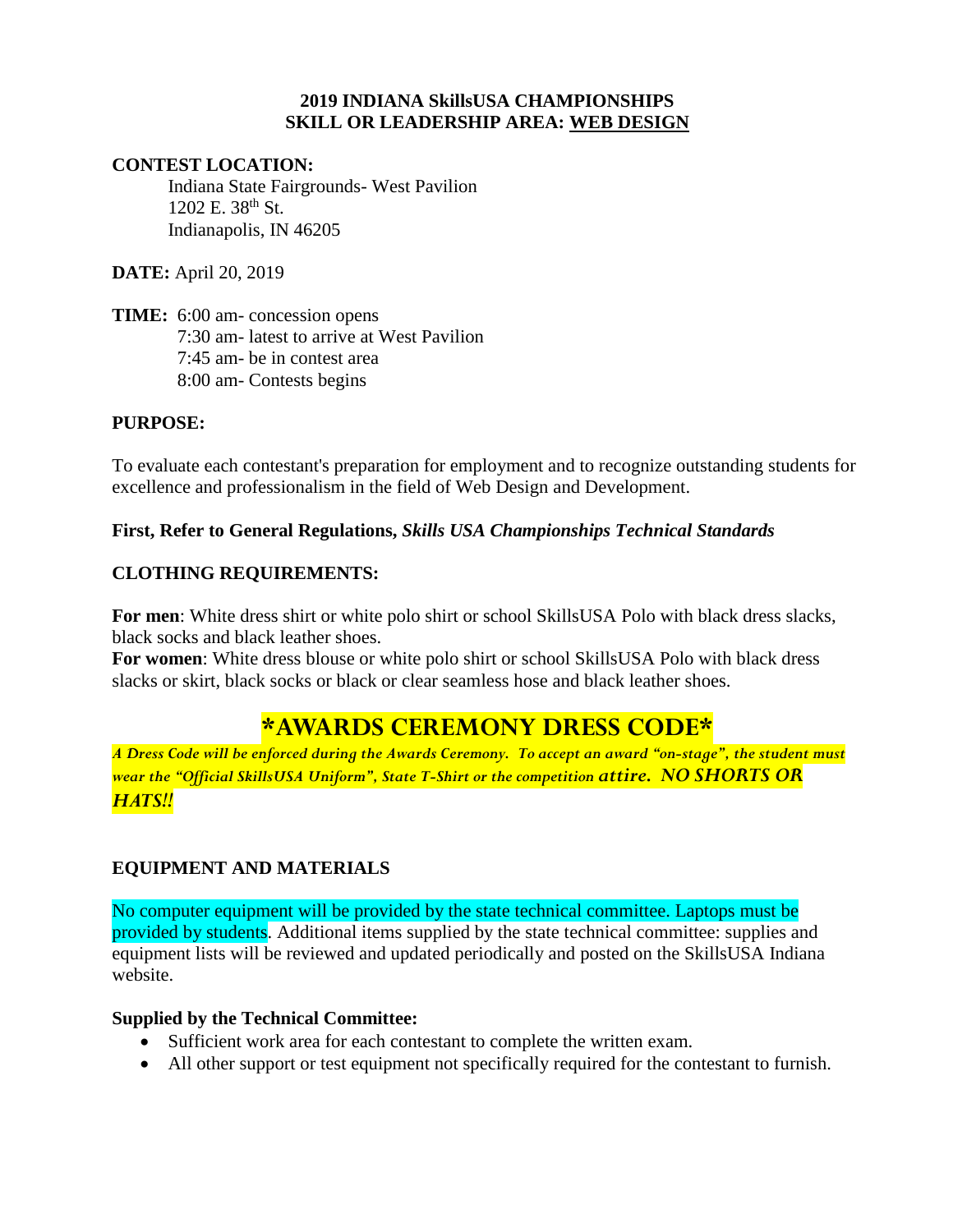# 2019 INDIANA SkillsUSA CHAMPIONSHIPS
## SKILL OR LEADERSHIP AREA: WEB DESIGN

**CONTEST LOCATION:**

Indiana State Fairgrounds- West Pavilion
1202 E. 38th St.
Indianapolis, IN 46205

**DATE:** April 20, 2019

**TIME:** 6:00 am- concession opens
7:30 am- latest to arrive at West Pavilion
7:45 am- be in contest area
8:00 am- Contests begins

**PURPOSE:**

To evaluate each contestant's preparation for employment and to recognize outstanding students for excellence and professionalism in the field of Web Design and Development.

**First, Refer to General Regulations, *Skills USA Championships Technical Standards***

**CLOTHING REQUIREMENTS:**

**For men**: White dress shirt or white polo shirt or school SkillsUSA Polo with black dress slacks, black socks and black leather shoes.
**For women**: White dress blouse or white polo shirt or school SkillsUSA Polo with black dress slacks or skirt, black socks or black or clear seamless hose and black leather shoes.

## *AWARDS CEREMONY DRESS CODE*

*A Dress Code will be enforced during the Awards Ceremony. To accept an award "on-stage", the student must wear the "Official SkillsUSA Uniform", State T-Shirt or the competition attire. **NO SHORTS OR HATS!!***

**EQUIPMENT AND MATERIALS**

No computer equipment will be provided by the state technical committee. Laptops must be provided by students. Additional items supplied by the state technical committee: supplies and equipment lists will be reviewed and updated periodically and posted on the SkillsUSA Indiana website.

**Supplied by the Technical Committee:**

- Sufficient work area for each contestant to complete the written exam.
- All other support or test equipment not specifically required for the contestant to furnish.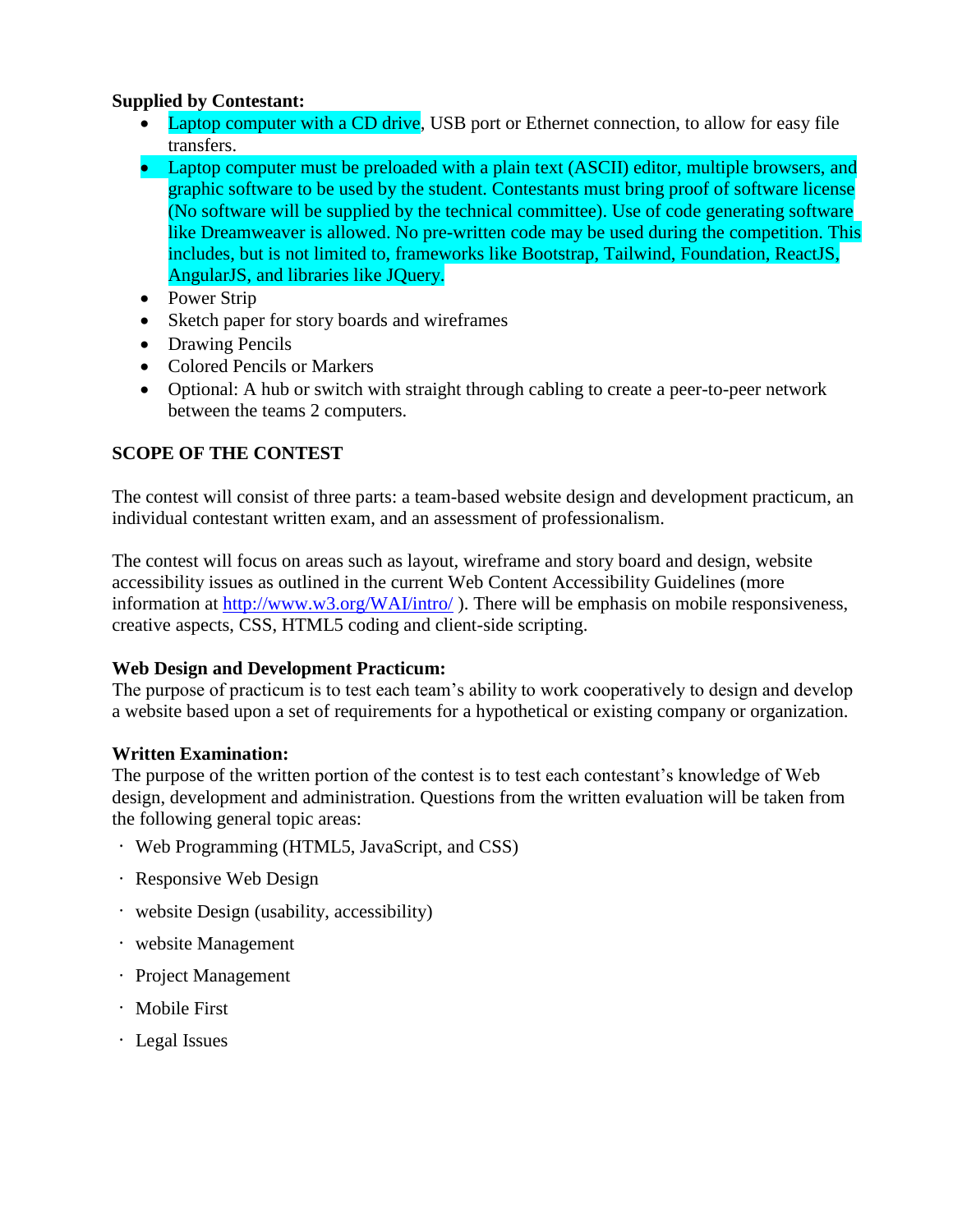**Supplied by Contestant:**

- Laptop computer with a CD drive, USB port or Ethernet connection, to allow for easy file transfers.
- Laptop computer must be preloaded with a plain text (ASCII) editor, multiple browsers, and graphic software to be used by the student. Contestants must bring proof of software license (No software will be supplied by the technical committee). Use of code generating software like Dreamweaver is allowed. No pre-written code may be used during the competition. This includes, but is not limited to, frameworks like Bootstrap, Tailwind, Foundation, ReactJS, AngularJS, and libraries like JQuery.
- Power Strip
- Sketch paper for story boards and wireframes
- Drawing Pencils
- Colored Pencils or Markers
- Optional: A hub or switch with straight through cabling to create a peer-to-peer network between the teams 2 computers.

## SCOPE OF THE CONTEST

The contest will consist of three parts: a team-based website design and development practicum, an individual contestant written exam, and an assessment of professionalism.

The contest will focus on areas such as layout, wireframe and story board and design, website accessibility issues as outlined in the current Web Content Accessibility Guidelines (more information at http://www.w3.org/WAI/intro/ ). There will be emphasis on mobile responsiveness, creative aspects, CSS, HTML5 coding and client-side scripting.

### Web Design and Development Practicum:

The purpose of practicum is to test each team's ability to work cooperatively to design and develop a website based upon a set of requirements for a hypothetical or existing company or organization.

### Written Examination:

The purpose of the written portion of the contest is to test each contestant's knowledge of Web design, development and administration. Questions from the written evaluation will be taken from the following general topic areas:

- Web Programming (HTML5, JavaScript, and CSS)
- Responsive Web Design
- website Design (usability, accessibility)
- website Management
- Project Management
- Mobile First
- Legal Issues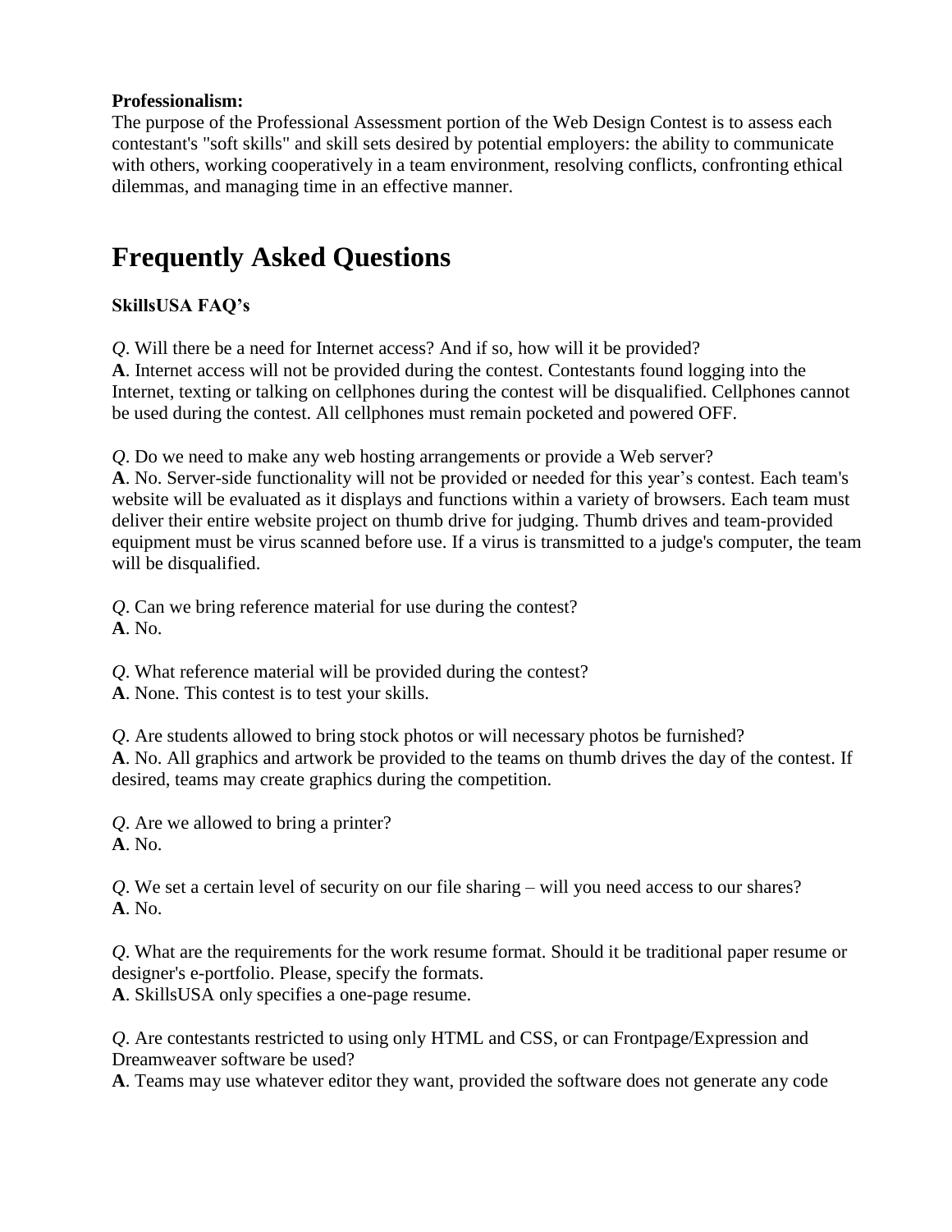**Professionalism:**
The purpose of the Professional Assessment portion of the Web Design Contest is to assess each contestant's "soft skills" and skill sets desired by potential employers: the ability to communicate with others, working cooperatively in a team environment, resolving conflicts, confronting ethical dilemmas, and managing time in an effective manner.

# Frequently Asked Questions

**SkillsUSA FAQ's**

*Q*. Will there be a need for Internet access? And if so, how will it be provided?
**A**. Internet access will not be provided during the contest. Contestants found logging into the Internet, texting or talking on cellphones during the contest will be disqualified. Cellphones cannot be used during the contest. All cellphones must remain pocketed and powered OFF.

*Q*. Do we need to make any web hosting arrangements or provide a Web server?
**A**. No. Server-side functionality will not be provided or needed for this year's contest. Each team's website will be evaluated as it displays and functions within a variety of browsers. Each team must deliver their entire website project on thumb drive for judging. Thumb drives and team-provided equipment must be virus scanned before use. If a virus is transmitted to a judge's computer, the team will be disqualified.

*Q*. Can we bring reference material for use during the contest?
**A**. No.

*Q*. What reference material will be provided during the contest?
**A**. None. This contest is to test your skills.

*Q*. Are students allowed to bring stock photos or will necessary photos be furnished?
**A**. No. All graphics and artwork be provided to the teams on thumb drives the day of the contest. If desired, teams may create graphics during the competition.

*Q*. Are we allowed to bring a printer?
**A**. No.

*Q*. We set a certain level of security on our file sharing – will you need access to our shares?
**A**. No.

*Q*. What are the requirements for the work resume format. Should it be traditional paper resume or designer's e-portfolio. Please, specify the formats.
**A**. SkillsUSA only specifies a one-page resume.

*Q*. Are contestants restricted to using only HTML and CSS, or can Frontpage/Expression and Dreamweaver software be used?
**A**. Teams may use whatever editor they want, provided the software does not generate any code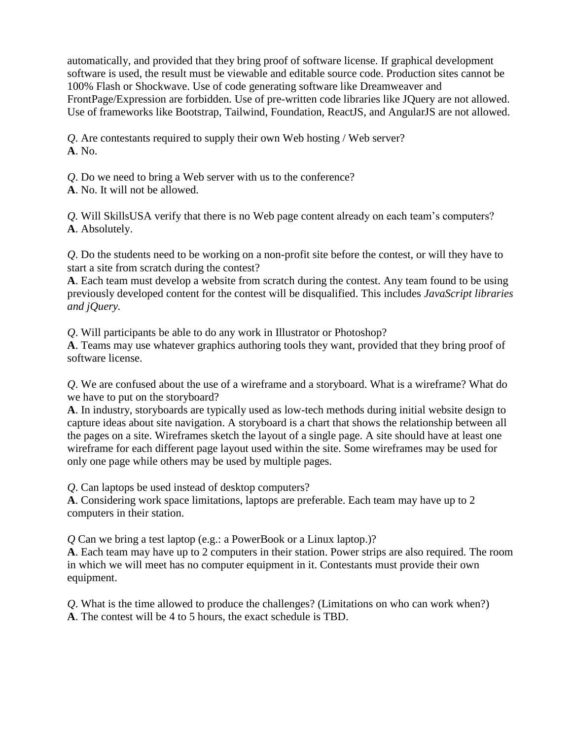automatically, and provided that they bring proof of software license. If graphical development software is used, the result must be viewable and editable source code. Production sites cannot be 100% Flash or Shockwave. Use of code generating software like Dreamweaver and FrontPage/Expression are forbidden. Use of pre-written code libraries like JQuery are not allowed. Use of frameworks like Bootstrap, Tailwind, Foundation, ReactJS, and AngularJS are not allowed.

*Q*. Are contestants required to supply their own Web hosting / Web server?
**A**. No.

*Q*. Do we need to bring a Web server with us to the conference?
**A**. No. It will not be allowed.

*Q*. Will SkillsUSA verify that there is no Web page content already on each team's computers?
**A**. Absolutely.

*Q*. Do the students need to be working on a non-profit site before the contest, or will they have to start a site from scratch during the contest?
**A**. Each team must develop a website from scratch during the contest. Any team found to be using previously developed content for the contest will be disqualified. This includes *JavaScript libraries and jQuery.*

*Q*. Will participants be able to do any work in Illustrator or Photoshop?
**A**. Teams may use whatever graphics authoring tools they want, provided that they bring proof of software license.

*Q*. We are confused about the use of a wireframe and a storyboard. What is a wireframe? What do we have to put on the storyboard?
**A**. In industry, storyboards are typically used as low-tech methods during initial website design to capture ideas about site navigation. A storyboard is a chart that shows the relationship between all the pages on a site. Wireframes sketch the layout of a single page. A site should have at least one wireframe for each different page layout used within the site. Some wireframes may be used for only one page while others may be used by multiple pages.

*Q*. Can laptops be used instead of desktop computers?
**A**. Considering work space limitations, laptops are preferable. Each team may have up to 2 computers in their station.

*Q* Can we bring a test laptop (e.g.: a PowerBook or a Linux laptop.)?
**A**. Each team may have up to 2 computers in their station. Power strips are also required. The room in which we will meet has no computer equipment in it. Contestants must provide their own equipment.

*Q*. What is the time allowed to produce the challenges? (Limitations on who can work when?)
**A**. The contest will be 4 to 5 hours, the exact schedule is TBD.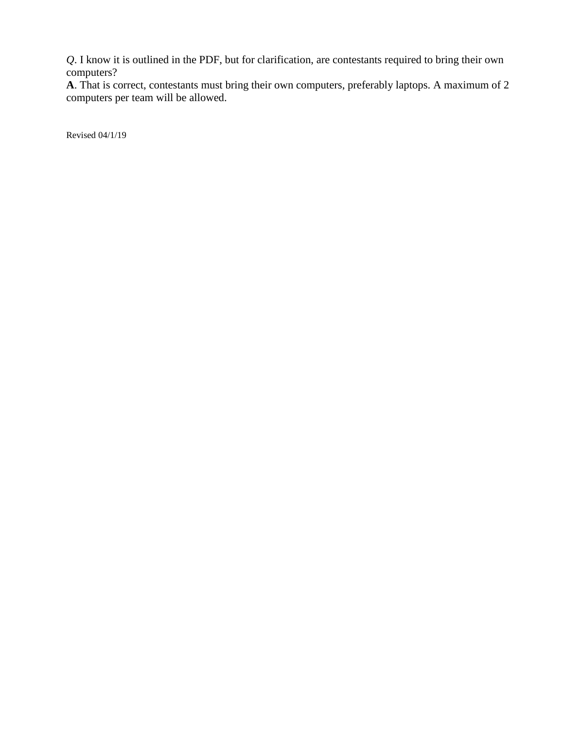*Q*. I know it is outlined in the PDF, but for clarification, are contestants required to bring their own computers?
**A**. That is correct, contestants must bring their own computers, preferably laptops. A maximum of 2 computers per team will be allowed.

Revised 04/1/19